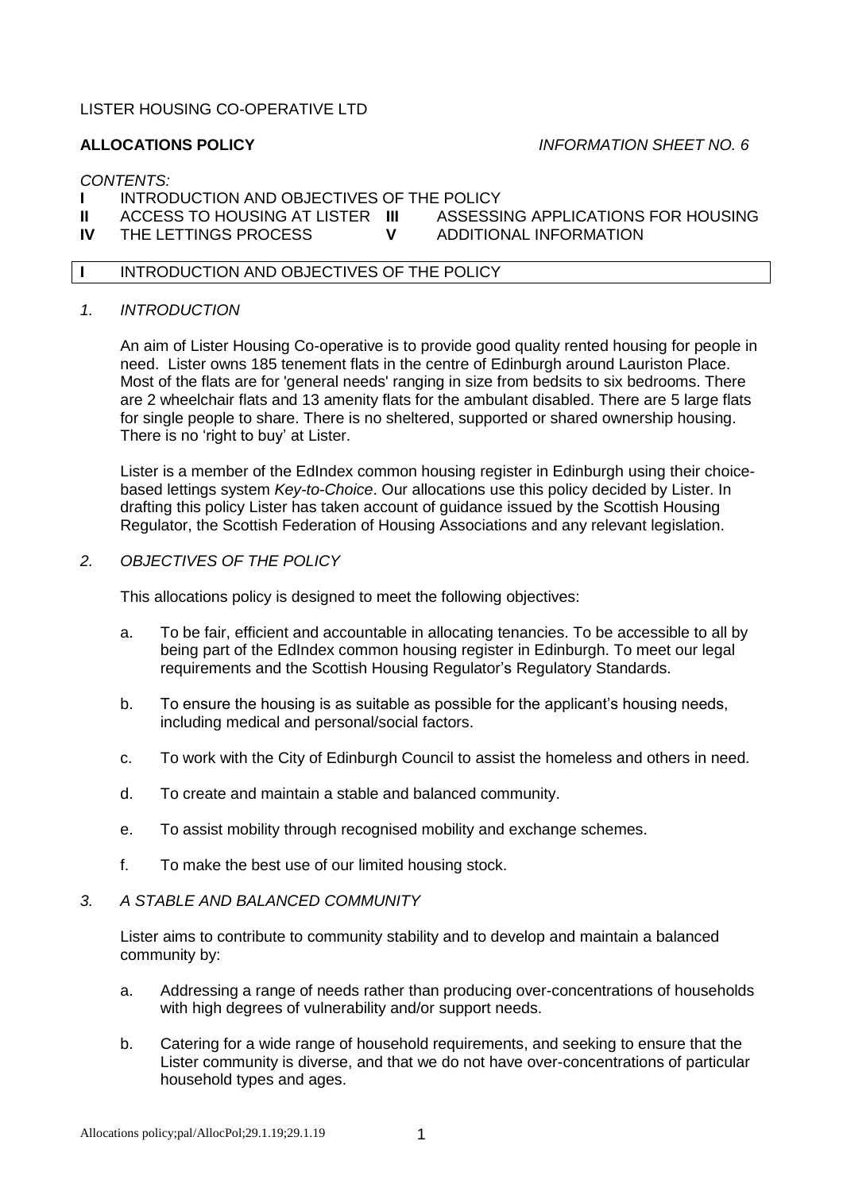LISTER HOUSING CO-OPERATIVE LTD

**ALLOCATIONS POLICY** *INFORMATION SHEET NO. 6*

*CONTENTS:*

**I** INTRODUCTION AND OBJECTIVES OF THE POLICY
**II** ACCESS TO HOUSING AT LISTER
**III** ASSESSING APPLICATIONS FOR HOUSING
**IV** THE LETTINGS PROCESS
**V** ADDITIONAL INFORMATION

## I INTRODUCTION AND OBJECTIVES OF THE POLICY

### *1. INTRODUCTION*

An aim of Lister Housing Co-operative is to provide good quality rented housing for people in need. Lister owns 185 tenement flats in the centre of Edinburgh around Lauriston Place. Most of the flats are for 'general needs' ranging in size from bedsits to six bedrooms. There are 2 wheelchair flats and 13 amenity flats for the ambulant disabled. There are 5 large flats for single people to share. There is no sheltered, supported or shared ownership housing. There is no 'right to buy' at Lister.

Lister is a member of the EdIndex common housing register in Edinburgh using their choice-based lettings system *Key-to-Choice*. Our allocations use this policy decided by Lister. In drafting this policy Lister has taken account of guidance issued by the Scottish Housing Regulator, the Scottish Federation of Housing Associations and any relevant legislation.

### *2. OBJECTIVES OF THE POLICY*

This allocations policy is designed to meet the following objectives:

a. To be fair, efficient and accountable in allocating tenancies. To be accessible to all by being part of the EdIndex common housing register in Edinburgh. To meet our legal requirements and the Scottish Housing Regulator's Regulatory Standards.

b. To ensure the housing is as suitable as possible for the applicant's housing needs, including medical and personal/social factors.

c. To work with the City of Edinburgh Council to assist the homeless and others in need.

d. To create and maintain a stable and balanced community.

e. To assist mobility through recognised mobility and exchange schemes.

f. To make the best use of our limited housing stock.

### *3. A STABLE AND BALANCED COMMUNITY*

Lister aims to contribute to community stability and to develop and maintain a balanced community by:

a. Addressing a range of needs rather than producing over-concentrations of households with high degrees of vulnerability and/or support needs.

b. Catering for a wide range of household requirements, and seeking to ensure that the Lister community is diverse, and that we do not have over-concentrations of particular household types and ages.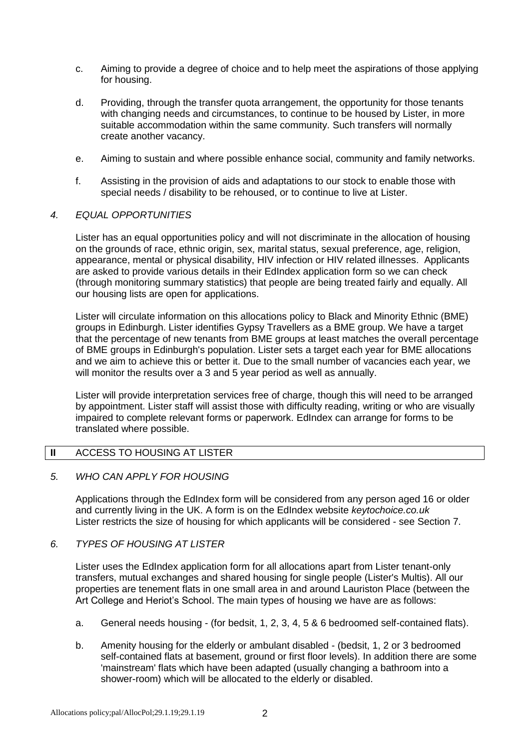c. Aiming to provide a degree of choice and to help meet the aspirations of those applying for housing.

d. Providing, through the transfer quota arrangement, the opportunity for those tenants with changing needs and circumstances, to continue to be housed by Lister, in more suitable accommodation within the same community. Such transfers will normally create another vacancy.

e. Aiming to sustain and where possible enhance social, community and family networks.

f. Assisting in the provision of aids and adaptations to our stock to enable those with special needs / disability to be rehoused, or to continue to live at Lister.

### *4. EQUAL OPPORTUNITIES*

Lister has an equal opportunities policy and will not discriminate in the allocation of housing on the grounds of race, ethnic origin, sex, marital status, sexual preference, age, religion, appearance, mental or physical disability, HIV infection or HIV related illnesses. Applicants are asked to provide various details in their EdIndex application form so we can check (through monitoring summary statistics) that people are being treated fairly and equally. All our housing lists are open for applications.

Lister will circulate information on this allocations policy to Black and Minority Ethnic (BME) groups in Edinburgh. Lister identifies Gypsy Travellers as a BME group. We have a target that the percentage of new tenants from BME groups at least matches the overall percentage of BME groups in Edinburgh's population. Lister sets a target each year for BME allocations and we aim to achieve this or better it. Due to the small number of vacancies each year, we will monitor the results over a 3 and 5 year period as well as annually.

Lister will provide interpretation services free of charge, though this will need to be arranged by appointment. Lister staff will assist those with difficulty reading, writing or who are visually impaired to complete relevant forms or paperwork. EdIndex can arrange for forms to be translated where possible.

## II ACCESS TO HOUSING AT LISTER

### *5. WHO CAN APPLY FOR HOUSING*

Applications through the EdIndex form will be considered from any person aged 16 or older and currently living in the UK. A form is on the EdIndex website *keytochoice.co.uk*
Lister restricts the size of housing for which applicants will be considered - see Section 7.

### *6. TYPES OF HOUSING AT LISTER*

Lister uses the EdIndex application form for all allocations apart from Lister tenant-only transfers, mutual exchanges and shared housing for single people (Lister's Multis). All our properties are tenement flats in one small area in and around Lauriston Place (between the Art College and Heriot's School. The main types of housing we have are as follows:

a. General needs housing - (for bedsit, 1, 2, 3, 4, 5 & 6 bedroomed self-contained flats).

b. Amenity housing for the elderly or ambulant disabled - (bedsit, 1, 2 or 3 bedroomed self-contained flats at basement, ground or first floor levels). In addition there are some 'mainstream' flats which have been adapted (usually changing a bathroom into a shower-room) which will be allocated to the elderly or disabled.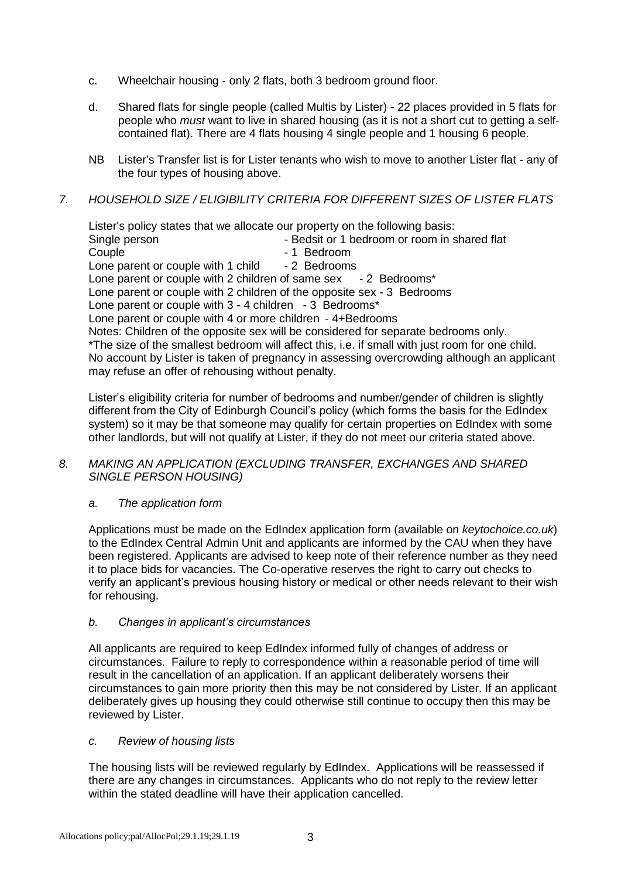c. Wheelchair housing - only 2 flats, both 3 bedroom ground floor.

d. Shared flats for single people (called Multis by Lister) - 22 places provided in 5 flats for people who *must* want to live in shared housing (as it is not a short cut to getting a self-contained flat). There are 4 flats housing 4 single people and 1 housing 6 people.

NB Lister's Transfer list is for Lister tenants who wish to move to another Lister flat - any of the four types of housing above.

## *7. HOUSEHOLD SIZE / ELIGIBILITY CRITERIA FOR DIFFERENT SIZES OF LISTER FLATS*

Lister's policy states that we allocate our property on the following basis:

Single person - Bedsit or 1 bedroom or room in shared flat
Couple - 1 Bedroom
Lone parent or couple with 1 child - 2 Bedrooms
Lone parent or couple with 2 children of same sex - 2 Bedrooms*
Lone parent or couple with 2 children of the opposite sex - 3 Bedrooms
Lone parent or couple with 3 - 4 children - 3 Bedrooms*
Lone parent or couple with 4 or more children - 4+Bedrooms

Notes: Children of the opposite sex will be considered for separate bedrooms only.
*The size of the smallest bedroom will affect this, i.e. if small with just room for one child.
No account by Lister is taken of pregnancy in assessing overcrowding although an applicant may refuse an offer of rehousing without penalty.

Lister's eligibility criteria for number of bedrooms and number/gender of children is slightly different from the City of Edinburgh Council's policy (which forms the basis for the EdIndex system) so it may be that someone may qualify for certain properties on EdIndex with some other landlords, but will not qualify at Lister, if they do not meet our criteria stated above.

## *8. MAKING AN APPLICATION (EXCLUDING TRANSFER, EXCHANGES AND SHARED SINGLE PERSON HOUSING)*

### *a. The application form*

Applications must be made on the EdIndex application form (available on *keytochoice.co.uk*) to the EdIndex Central Admin Unit and applicants are informed by the CAU when they have been registered. Applicants are advised to keep note of their reference number as they need it to place bids for vacancies. The Co-operative reserves the right to carry out checks to verify an applicant's previous housing history or medical or other needs relevant to their wish for rehousing.

### *b. Changes in applicant's circumstances*

All applicants are required to keep EdIndex informed fully of changes of address or circumstances. Failure to reply to correspondence within a reasonable period of time will result in the cancellation of an application. If an applicant deliberately worsens their circumstances to gain more priority then this may be not considered by Lister. If an applicant deliberately gives up housing they could otherwise still continue to occupy then this may be reviewed by Lister.

### *c. Review of housing lists*

The housing lists will be reviewed regularly by EdIndex. Applications will be reassessed if there are any changes in circumstances. Applicants who do not reply to the review letter within the stated deadline will have their application cancelled.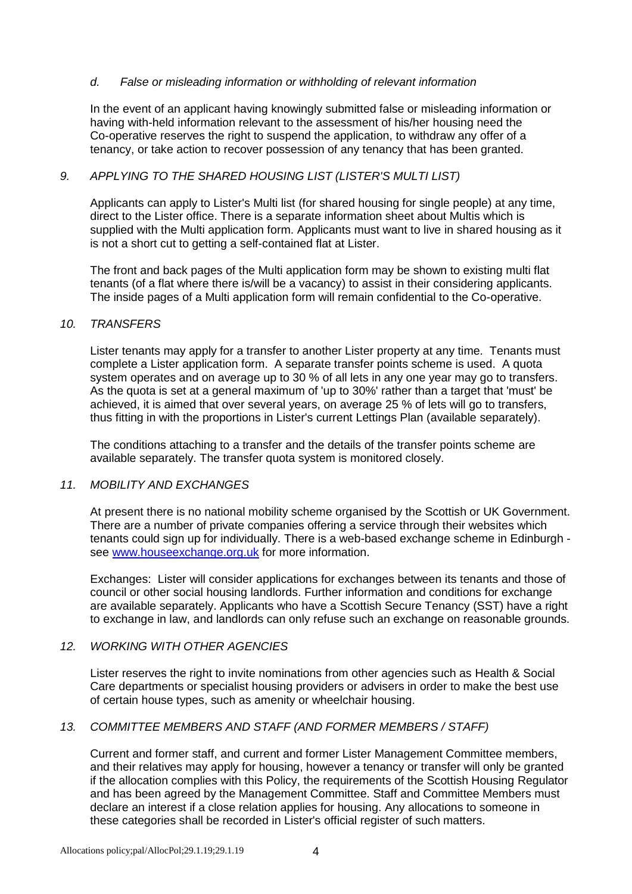*d. False or misleading information or withholding of relevant information*

In the event of an applicant having knowingly submitted false or misleading information or having with-held information relevant to the assessment of his/her housing need the Co-operative reserves the right to suspend the application, to withdraw any offer of a tenancy, or take action to recover possession of any tenancy that has been granted.

## *9. APPLYING TO THE SHARED HOUSING LIST (LISTER'S MULTI LIST)*

Applicants can apply to Lister's Multi list (for shared housing for single people) at any time, direct to the Lister office. There is a separate information sheet about Multis which is supplied with the Multi application form. Applicants must want to live in shared housing as it is not a short cut to getting a self-contained flat at Lister.

The front and back pages of the Multi application form may be shown to existing multi flat tenants (of a flat where there is/will be a vacancy) to assist in their considering applicants. The inside pages of a Multi application form will remain confidential to the Co-operative.

## *10. TRANSFERS*

Lister tenants may apply for a transfer to another Lister property at any time. Tenants must complete a Lister application form. A separate transfer points scheme is used. A quota system operates and on average up to 30 % of all lets in any one year may go to transfers. As the quota is set at a general maximum of 'up to 30%' rather than a target that 'must' be achieved, it is aimed that over several years, on average 25 % of lets will go to transfers, thus fitting in with the proportions in Lister's current Lettings Plan (available separately).

The conditions attaching to a transfer and the details of the transfer points scheme are available separately. The transfer quota system is monitored closely.

## *11. MOBILITY AND EXCHANGES*

At present there is no national mobility scheme organised by the Scottish or UK Government. There are a number of private companies offering a service through their websites which tenants could sign up for individually. There is a web-based exchange scheme in Edinburgh - see [www.houseexchange.org.uk](http://www.houseexchange.org.uk) for more information.

Exchanges: Lister will consider applications for exchanges between its tenants and those of council or other social housing landlords. Further information and conditions for exchange are available separately. Applicants who have a Scottish Secure Tenancy (SST) have a right to exchange in law, and landlords can only refuse such an exchange on reasonable grounds.

## *12. WORKING WITH OTHER AGENCIES*

Lister reserves the right to invite nominations from other agencies such as Health & Social Care departments or specialist housing providers or advisers in order to make the best use of certain house types, such as amenity or wheelchair housing.

## *13. COMMITTEE MEMBERS AND STAFF (AND FORMER MEMBERS / STAFF)*

Current and former staff, and current and former Lister Management Committee members, and their relatives may apply for housing, however a tenancy or transfer will only be granted if the allocation complies with this Policy, the requirements of the Scottish Housing Regulator and has been agreed by the Management Committee. Staff and Committee Members must declare an interest if a close relation applies for housing. Any allocations to someone in these categories shall be recorded in Lister's official register of such matters.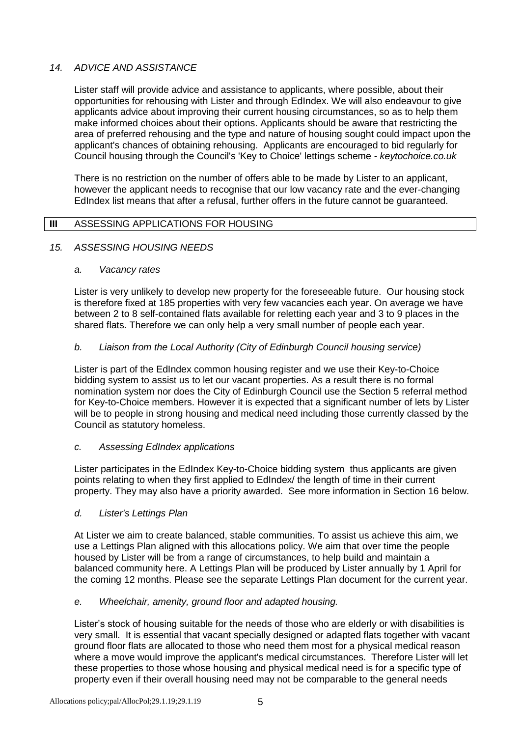## *14. ADVICE AND ASSISTANCE*

Lister staff will provide advice and assistance to applicants, where possible, about their opportunities for rehousing with Lister and through EdIndex. We will also endeavour to give applicants advice about improving their current housing circumstances, so as to help them make informed choices about their options. Applicants should be aware that restricting the area of preferred rehousing and the type and nature of housing sought could impact upon the applicant's chances of obtaining rehousing. Applicants are encouraged to bid regularly for Council housing through the Council's 'Key to Choice' lettings scheme - *keytochoice.co.uk*

There is no restriction on the number of offers able to be made by Lister to an applicant, however the applicant needs to recognise that our low vacancy rate and the ever-changing EdIndex list means that after a refusal, further offers in the future cannot be guaranteed.

# III ASSESSING APPLICATIONS FOR HOUSING

## *15. ASSESSING HOUSING NEEDS*

### *a. Vacancy rates*

Lister is very unlikely to develop new property for the foreseeable future. Our housing stock is therefore fixed at 185 properties with very few vacancies each year. On average we have between 2 to 8 self-contained flats available for reletting each year and 3 to 9 places in the shared flats. Therefore we can only help a very small number of people each year.

### *b. Liaison from the Local Authority (City of Edinburgh Council housing service)*

Lister is part of the EdIndex common housing register and we use their Key-to-Choice bidding system to assist us to let our vacant properties. As a result there is no formal nomination system nor does the City of Edinburgh Council use the Section 5 referral method for Key-to-Choice members. However it is expected that a significant number of lets by Lister will be to people in strong housing and medical need including those currently classed by the Council as statutory homeless.

### *c. Assessing EdIndex applications*

Lister participates in the EdIndex Key-to-Choice bidding system thus applicants are given points relating to when they first applied to EdIndex/ the length of time in their current property. They may also have a priority awarded. See more information in Section 16 below.

### *d. Lister's Lettings Plan*

At Lister we aim to create balanced, stable communities. To assist us achieve this aim, we use a Lettings Plan aligned with this allocations policy. We aim that over time the people housed by Lister will be from a range of circumstances, to help build and maintain a balanced community here. A Lettings Plan will be produced by Lister annually by 1 April for the coming 12 months. Please see the separate Lettings Plan document for the current year.

### *e. Wheelchair, amenity, ground floor and adapted housing.*

Lister's stock of housing suitable for the needs of those who are elderly or with disabilities is very small. It is essential that vacant specially designed or adapted flats together with vacant ground floor flats are allocated to those who need them most for a physical medical reason where a move would improve the applicant's medical circumstances. Therefore Lister will let these properties to those whose housing and physical medical need is for a specific type of property even if their overall housing need may not be comparable to the general needs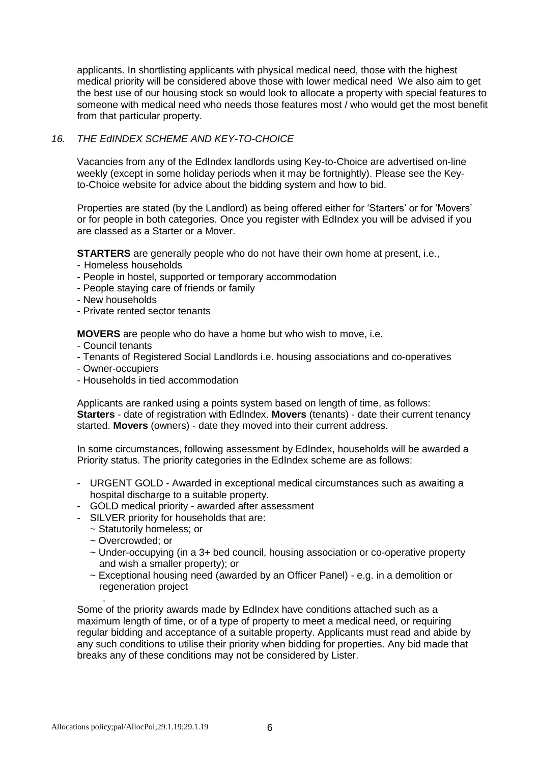applicants. In shortlisting applicants with physical medical need, those with the highest medical priority will be considered above those with lower medical need We also aim to get the best use of our housing stock so would look to allocate a property with special features to someone with medical need who needs those features most / who would get the most benefit from that particular property.

### *16. THE EdINDEX SCHEME AND KEY-TO-CHOICE*

Vacancies from any of the EdIndex landlords using Key-to-Choice are advertised on-line weekly (except in some holiday periods when it may be fortnightly). Please see the Key-to-Choice website for advice about the bidding system and how to bid.

Properties are stated (by the Landlord) as being offered either for 'Starters' or for 'Movers' or for people in both categories. Once you register with EdIndex you will be advised if you are classed as a Starter or a Mover.

**STARTERS** are generally people who do not have their own home at present, i.e.,

- Homeless households
- People in hostel, supported or temporary accommodation
- People staying care of friends or family
- New households
- Private rented sector tenants

**MOVERS** are people who do have a home but who wish to move, i.e.

- Council tenants
- Tenants of Registered Social Landlords i.e. housing associations and co-operatives
- Owner-occupiers
- Households in tied accommodation

Applicants are ranked using a points system based on length of time, as follows: **Starters** - date of registration with EdIndex. **Movers** (tenants) - date their current tenancy started. **Movers** (owners) - date they moved into their current address.

In some circumstances, following assessment by EdIndex, households will be awarded a Priority status. The priority categories in the EdIndex scheme are as follows:

- URGENT GOLD - Awarded in exceptional medical circumstances such as awaiting a hospital discharge to a suitable property.
- GOLD medical priority - awarded after assessment
- SILVER priority for households that are:
  - ~ Statutorily homeless; or
  - ~ Overcrowded; or
  - ~ Under-occupying (in a 3+ bed council, housing association or co-operative property and wish a smaller property); or
  - ~ Exceptional housing need (awarded by an Officer Panel) - e.g. in a demolition or regeneration project

Some of the priority awards made by EdIndex have conditions attached such as a maximum length of time, or of a type of property to meet a medical need, or requiring regular bidding and acceptance of a suitable property. Applicants must read and abide by any such conditions to utilise their priority when bidding for properties. Any bid made that breaks any of these conditions may not be considered by Lister.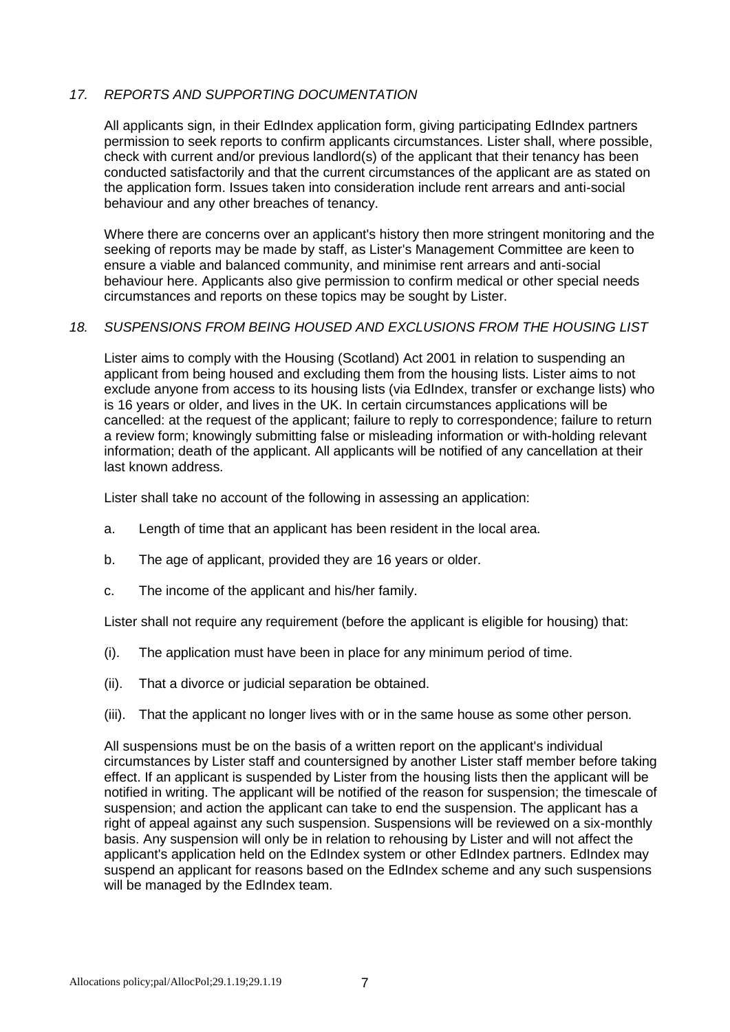## *17. REPORTS AND SUPPORTING DOCUMENTATION*

All applicants sign, in their EdIndex application form, giving participating EdIndex partners permission to seek reports to confirm applicants circumstances. Lister shall, where possible, check with current and/or previous landlord(s) of the applicant that their tenancy has been conducted satisfactorily and that the current circumstances of the applicant are as stated on the application form. Issues taken into consideration include rent arrears and anti-social behaviour and any other breaches of tenancy.

Where there are concerns over an applicant's history then more stringent monitoring and the seeking of reports may be made by staff, as Lister's Management Committee are keen to ensure a viable and balanced community, and minimise rent arrears and anti-social behaviour here. Applicants also give permission to confirm medical or other special needs circumstances and reports on these topics may be sought by Lister.

## *18. SUSPENSIONS FROM BEING HOUSED AND EXCLUSIONS FROM THE HOUSING LIST*

Lister aims to comply with the Housing (Scotland) Act 2001 in relation to suspending an applicant from being housed and excluding them from the housing lists. Lister aims to not exclude anyone from access to its housing lists (via EdIndex, transfer or exchange lists) who is 16 years or older, and lives in the UK. In certain circumstances applications will be cancelled: at the request of the applicant; failure to reply to correspondence; failure to return a review form; knowingly submitting false or misleading information or with-holding relevant information; death of the applicant. All applicants will be notified of any cancellation at their last known address.

Lister shall take no account of the following in assessing an application:

a. Length of time that an applicant has been resident in the local area.

b. The age of applicant, provided they are 16 years or older.

c. The income of the applicant and his/her family.

Lister shall not require any requirement (before the applicant is eligible for housing) that:

(i). The application must have been in place for any minimum period of time.

(ii). That a divorce or judicial separation be obtained.

(iii). That the applicant no longer lives with or in the same house as some other person.

All suspensions must be on the basis of a written report on the applicant's individual circumstances by Lister staff and countersigned by another Lister staff member before taking effect. If an applicant is suspended by Lister from the housing lists then the applicant will be notified in writing. The applicant will be notified of the reason for suspension; the timescale of suspension; and action the applicant can take to end the suspension. The applicant has a right of appeal against any such suspension. Suspensions will be reviewed on a six-monthly basis. Any suspension will only be in relation to rehousing by Lister and will not affect the applicant's application held on the EdIndex system or other EdIndex partners. EdIndex may suspend an applicant for reasons based on the EdIndex scheme and any such suspensions will be managed by the EdIndex team.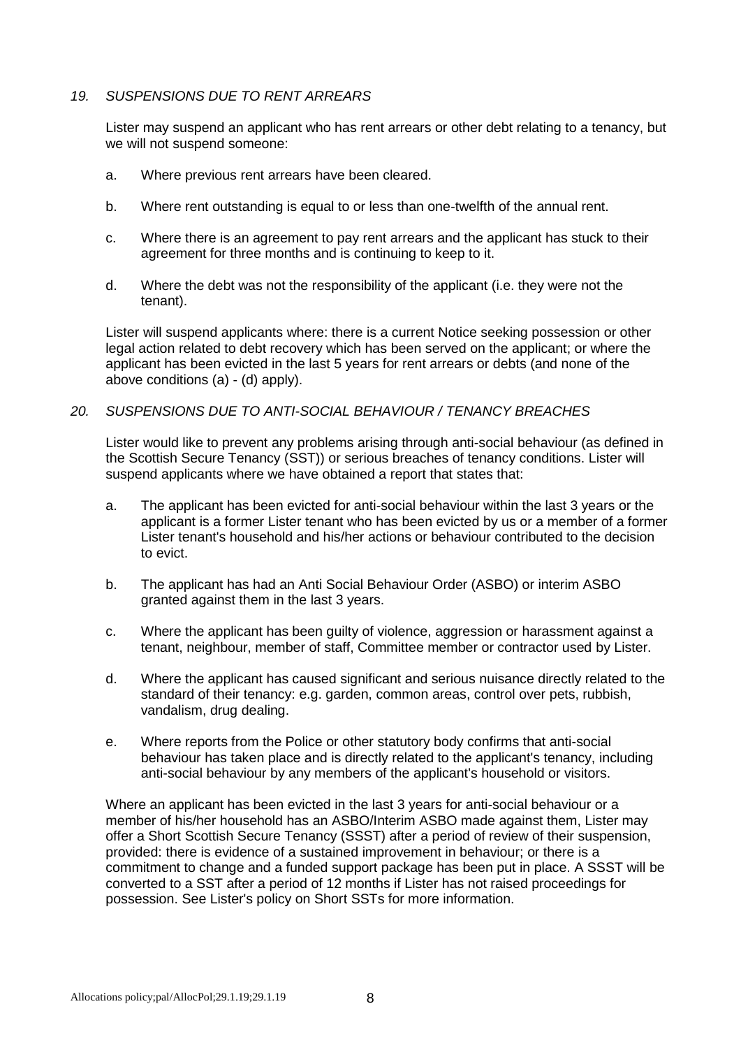## *19. SUSPENSIONS DUE TO RENT ARREARS*

Lister may suspend an applicant who has rent arrears or other debt relating to a tenancy, but we will not suspend someone:

a. Where previous rent arrears have been cleared.

b. Where rent outstanding is equal to or less than one-twelfth of the annual rent.

c. Where there is an agreement to pay rent arrears and the applicant has stuck to their agreement for three months and is continuing to keep to it.

d. Where the debt was not the responsibility of the applicant (i.e. they were not the tenant).

Lister will suspend applicants where: there is a current Notice seeking possession or other legal action related to debt recovery which has been served on the applicant; or where the applicant has been evicted in the last 5 years for rent arrears or debts (and none of the above conditions (a) - (d) apply).

## *20. SUSPENSIONS DUE TO ANTI-SOCIAL BEHAVIOUR / TENANCY BREACHES*

Lister would like to prevent any problems arising through anti-social behaviour (as defined in the Scottish Secure Tenancy (SST)) or serious breaches of tenancy conditions. Lister will suspend applicants where we have obtained a report that states that:

a. The applicant has been evicted for anti-social behaviour within the last 3 years or the applicant is a former Lister tenant who has been evicted by us or a member of a former Lister tenant's household and his/her actions or behaviour contributed to the decision to evict.

b. The applicant has had an Anti Social Behaviour Order (ASBO) or interim ASBO granted against them in the last 3 years.

c. Where the applicant has been guilty of violence, aggression or harassment against a tenant, neighbour, member of staff, Committee member or contractor used by Lister.

d. Where the applicant has caused significant and serious nuisance directly related to the standard of their tenancy: e.g. garden, common areas, control over pets, rubbish, vandalism, drug dealing.

e. Where reports from the Police or other statutory body confirms that anti-social behaviour has taken place and is directly related to the applicant's tenancy, including anti-social behaviour by any members of the applicant's household or visitors.

Where an applicant has been evicted in the last 3 years for anti-social behaviour or a member of his/her household has an ASBO/Interim ASBO made against them, Lister may offer a Short Scottish Secure Tenancy (SSST) after a period of review of their suspension, provided: there is evidence of a sustained improvement in behaviour; or there is a commitment to change and a funded support package has been put in place. A SSST will be converted to a SST after a period of 12 months if Lister has not raised proceedings for possession. See Lister's policy on Short SSTs for more information.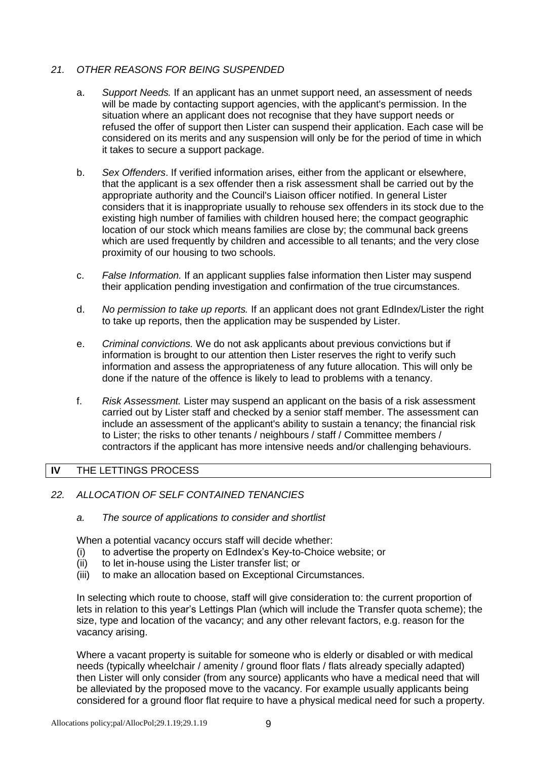### *21. OTHER REASONS FOR BEING SUSPENDED*

a. *Support Needs.* If an applicant has an unmet support need, an assessment of needs will be made by contacting support agencies, with the applicant's permission. In the situation where an applicant does not recognise that they have support needs or refused the offer of support then Lister can suspend their application. Each case will be considered on its merits and any suspension will only be for the period of time in which it takes to secure a support package.

b. *Sex Offenders*. If verified information arises, either from the applicant or elsewhere, that the applicant is a sex offender then a risk assessment shall be carried out by the appropriate authority and the Council's Liaison officer notified. In general Lister considers that it is inappropriate usually to rehouse sex offenders in its stock due to the existing high number of families with children housed here; the compact geographic location of our stock which means families are close by; the communal back greens which are used frequently by children and accessible to all tenants; and the very close proximity of our housing to two schools.

c. *False Information.* If an applicant supplies false information then Lister may suspend their application pending investigation and confirmation of the true circumstances.

d. *No permission to take up reports.* If an applicant does not grant EdIndex/Lister the right to take up reports, then the application may be suspended by Lister.

e. *Criminal convictions.* We do not ask applicants about previous convictions but if information is brought to our attention then Lister reserves the right to verify such information and assess the appropriateness of any future allocation. This will only be done if the nature of the offence is likely to lead to problems with a tenancy.

f. *Risk Assessment.* Lister may suspend an applicant on the basis of a risk assessment carried out by Lister staff and checked by a senior staff member. The assessment can include an assessment of the applicant's ability to sustain a tenancy; the financial risk to Lister; the risks to other tenants / neighbours / staff / Committee members / contractors if the applicant has more intensive needs and/or challenging behaviours.

## IV THE LETTINGS PROCESS

### *22. ALLOCATION OF SELF CONTAINED TENANCIES*

*a. The source of applications to consider and shortlist*

When a potential vacancy occurs staff will decide whether:

(i) to advertise the property on EdIndex's Key-to-Choice website; or
(ii) to let in-house using the Lister transfer list; or
(iii) to make an allocation based on Exceptional Circumstances.

In selecting which route to choose, staff will give consideration to: the current proportion of lets in relation to this year's Lettings Plan (which will include the Transfer quota scheme); the size, type and location of the vacancy; and any other relevant factors, e.g. reason for the vacancy arising.

Where a vacant property is suitable for someone who is elderly or disabled or with medical needs (typically wheelchair / amenity / ground floor flats / flats already specially adapted) then Lister will only consider (from any source) applicants who have a medical need that will be alleviated by the proposed move to the vacancy. For example usually applicants being considered for a ground floor flat require to have a physical medical need for such a property.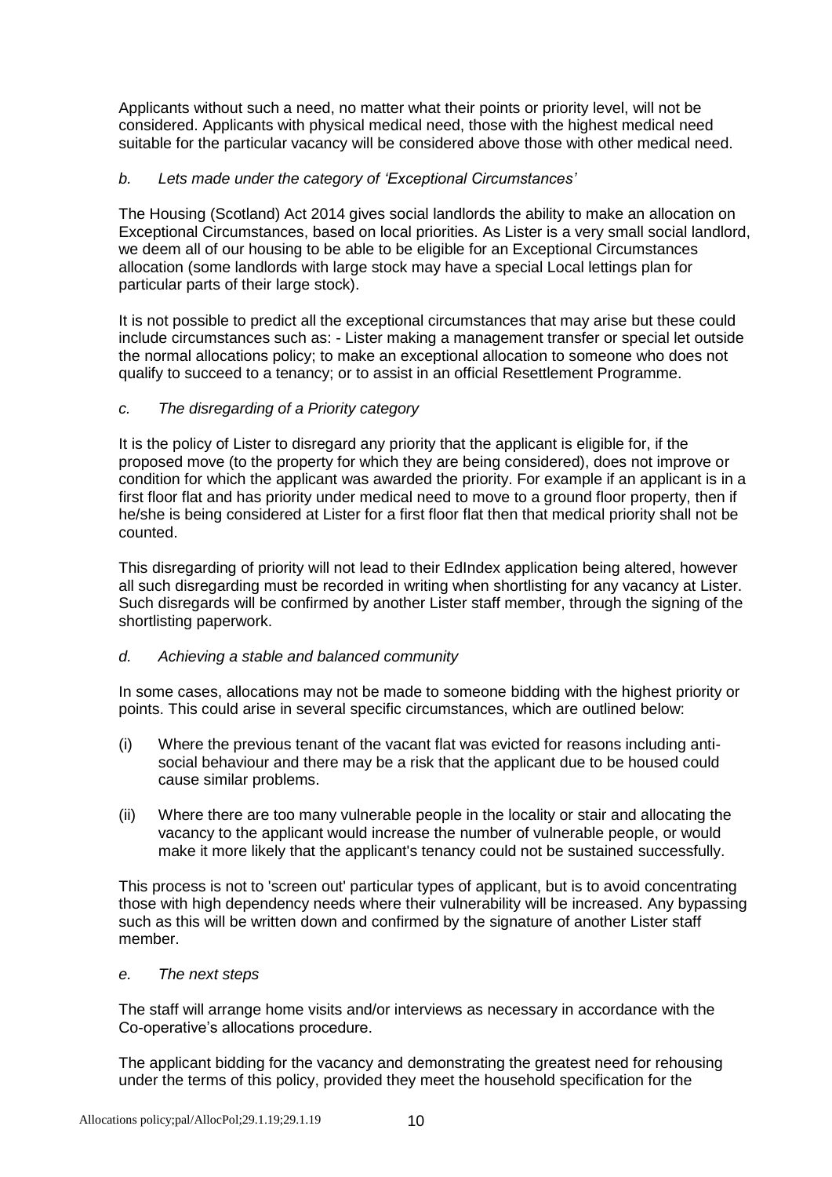Applicants without such a need, no matter what their points or priority level, will not be considered. Applicants with physical medical need, those with the highest medical need suitable for the particular vacancy will be considered above those with other medical need.

*b. Lets made under the category of 'Exceptional Circumstances'*

The Housing (Scotland) Act 2014 gives social landlords the ability to make an allocation on Exceptional Circumstances, based on local priorities. As Lister is a very small social landlord, we deem all of our housing to be able to be eligible for an Exceptional Circumstances allocation (some landlords with large stock may have a special Local lettings plan for particular parts of their large stock).

It is not possible to predict all the exceptional circumstances that may arise but these could include circumstances such as: - Lister making a management transfer or special let outside the normal allocations policy; to make an exceptional allocation to someone who does not qualify to succeed to a tenancy; or to assist in an official Resettlement Programme.

*c. The disregarding of a Priority category*

It is the policy of Lister to disregard any priority that the applicant is eligible for, if the proposed move (to the property for which they are being considered), does not improve or condition for which the applicant was awarded the priority. For example if an applicant is in a first floor flat and has priority under medical need to move to a ground floor property, then if he/she is being considered at Lister for a first floor flat then that medical priority shall not be counted.

This disregarding of priority will not lead to their EdIndex application being altered, however all such disregarding must be recorded in writing when shortlisting for any vacancy at Lister. Such disregards will be confirmed by another Lister staff member, through the signing of the shortlisting paperwork.

*d. Achieving a stable and balanced community*

In some cases, allocations may not be made to someone bidding with the highest priority or points. This could arise in several specific circumstances, which are outlined below:

(i) Where the previous tenant of the vacant flat was evicted for reasons including anti-social behaviour and there may be a risk that the applicant due to be housed could cause similar problems.

(ii) Where there are too many vulnerable people in the locality or stair and allocating the vacancy to the applicant would increase the number of vulnerable people, or would make it more likely that the applicant's tenancy could not be sustained successfully.

This process is not to 'screen out' particular types of applicant, but is to avoid concentrating those with high dependency needs where their vulnerability will be increased. Any bypassing such as this will be written down and confirmed by the signature of another Lister staff member.

*e. The next steps*

The staff will arrange home visits and/or interviews as necessary in accordance with the Co-operative's allocations procedure.

The applicant bidding for the vacancy and demonstrating the greatest need for rehousing under the terms of this policy, provided they meet the household specification for the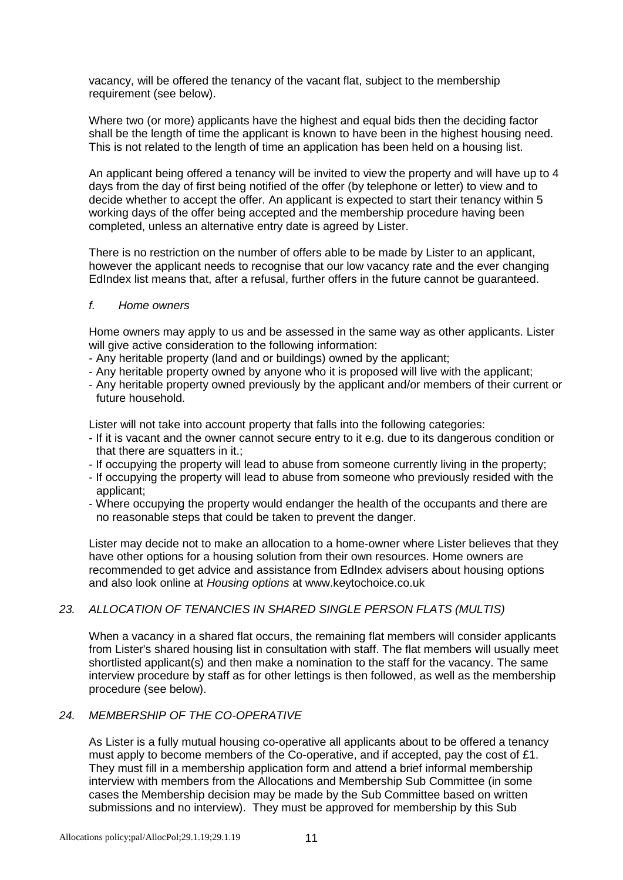vacancy, will be offered the tenancy of the vacant flat, subject to the membership requirement (see below).

Where two (or more) applicants have the highest and equal bids then the deciding factor shall be the length of time the applicant is known to have been in the highest housing need. This is not related to the length of time an application has been held on a housing list.

An applicant being offered a tenancy will be invited to view the property and will have up to 4 days from the day of first being notified of the offer (by telephone or letter) to view and to decide whether to accept the offer. An applicant is expected to start their tenancy within 5 working days of the offer being accepted and the membership procedure having been completed, unless an alternative entry date is agreed by Lister.

There is no restriction on the number of offers able to be made by Lister to an applicant, however the applicant needs to recognise that our low vacancy rate and the ever changing EdIndex list means that, after a refusal, further offers in the future cannot be guaranteed.

*f. Home owners*

Home owners may apply to us and be assessed in the same way as other applicants. Lister will give active consideration to the following information:

- Any heritable property (land and or buildings) owned by the applicant;
- Any heritable property owned by anyone who it is proposed will live with the applicant;
- Any heritable property owned previously by the applicant and/or members of their current or future household.

Lister will not take into account property that falls into the following categories:

- If it is vacant and the owner cannot secure entry to it e.g. due to its dangerous condition or that there are squatters in it.;
- If occupying the property will lead to abuse from someone currently living in the property;
- If occupying the property will lead to abuse from someone who previously resided with the applicant;
- Where occupying the property would endanger the health of the occupants and there are no reasonable steps that could be taken to prevent the danger.

Lister may decide not to make an allocation to a home-owner where Lister believes that they have other options for a housing solution from their own resources. Home owners are recommended to get advice and assistance from EdIndex advisers about housing options and also look online at *Housing options* at www.keytochoice.co.uk

## *23. ALLOCATION OF TENANCIES IN SHARED SINGLE PERSON FLATS (MULTIS)*

When a vacancy in a shared flat occurs, the remaining flat members will consider applicants from Lister's shared housing list in consultation with staff. The flat members will usually meet shortlisted applicant(s) and then make a nomination to the staff for the vacancy. The same interview procedure by staff as for other lettings is then followed, as well as the membership procedure (see below).

## *24. MEMBERSHIP OF THE CO-OPERATIVE*

As Lister is a fully mutual housing co-operative all applicants about to be offered a tenancy must apply to become members of the Co-operative, and if accepted, pay the cost of £1. They must fill in a membership application form and attend a brief informal membership interview with members from the Allocations and Membership Sub Committee (in some cases the Membership decision may be made by the Sub Committee based on written submissions and no interview). They must be approved for membership by this Sub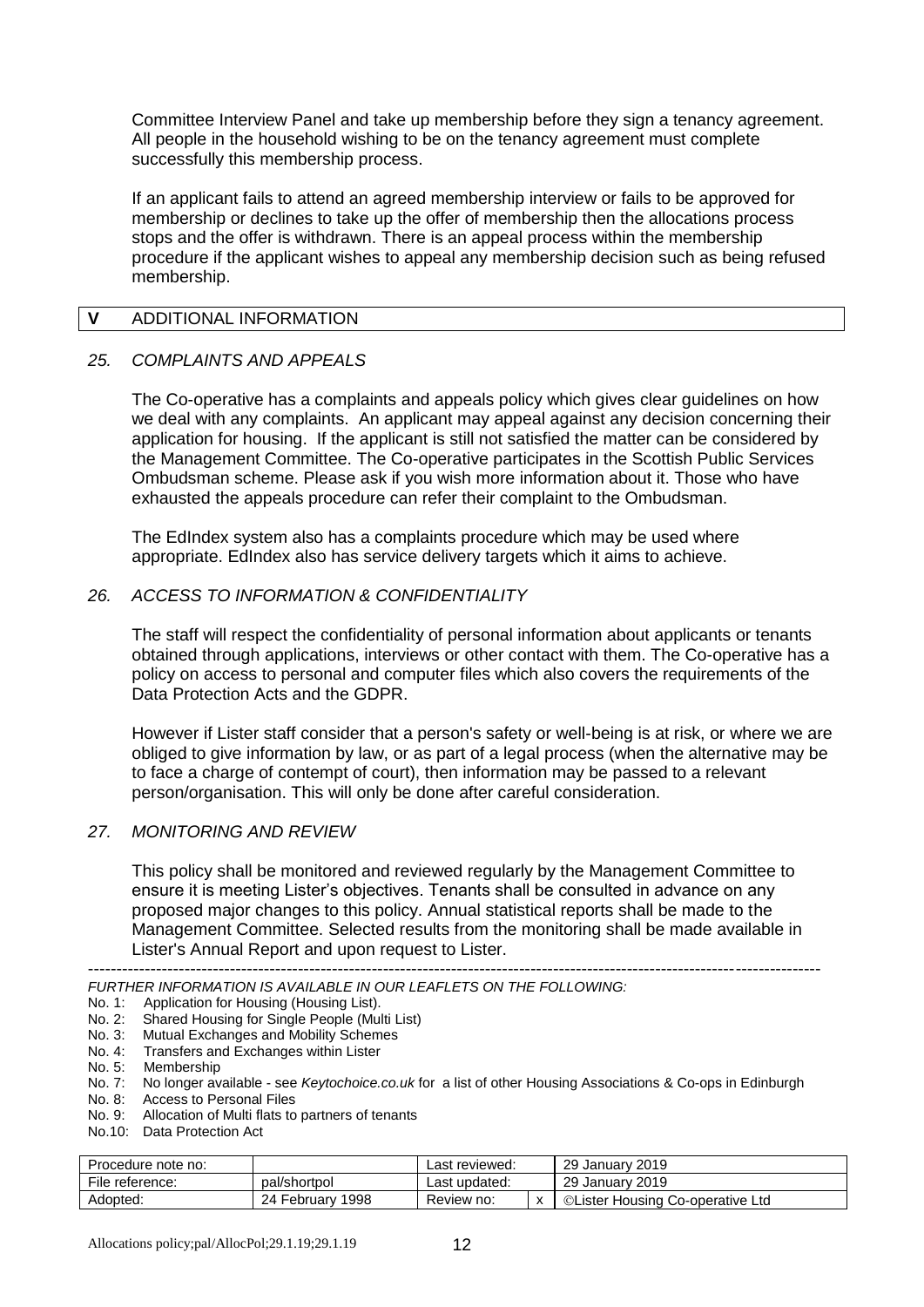Committee Interview Panel and take up membership before they sign a tenancy agreement. All people in the household wishing to be on the tenancy agreement must complete successfully this membership process.

If an applicant fails to attend an agreed membership interview or fails to be approved for membership or declines to take up the offer of membership then the allocations process stops and the offer is withdrawn. There is an appeal process within the membership procedure if the applicant wishes to appeal any membership decision such as being refused membership.

## V ADDITIONAL INFORMATION

### *25. COMPLAINTS AND APPEALS*

The Co-operative has a complaints and appeals policy which gives clear guidelines on how we deal with any complaints. An applicant may appeal against any decision concerning their application for housing. If the applicant is still not satisfied the matter can be considered by the Management Committee. The Co-operative participates in the Scottish Public Services Ombudsman scheme. Please ask if you wish more information about it. Those who have exhausted the appeals procedure can refer their complaint to the Ombudsman.

The EdIndex system also has a complaints procedure which may be used where appropriate. EdIndex also has service delivery targets which it aims to achieve.

### *26. ACCESS TO INFORMATION & CONFIDENTIALITY*

The staff will respect the confidentiality of personal information about applicants or tenants obtained through applications, interviews or other contact with them. The Co-operative has a policy on access to personal and computer files which also covers the requirements of the Data Protection Acts and the GDPR.

However if Lister staff consider that a person's safety or well-being is at risk, or where we are obliged to give information by law, or as part of a legal process (when the alternative may be to face a charge of contempt of court), then information may be passed to a relevant person/organisation. This will only be done after careful consideration.

### *27. MONITORING AND REVIEW*

This policy shall be monitored and reviewed regularly by the Management Committee to ensure it is meeting Lister's objectives. Tenants shall be consulted in advance on any proposed major changes to this policy. Annual statistical reports shall be made to the Management Committee. Selected results from the monitoring shall be made available in Lister's Annual Report and upon request to Lister.

---

*FURTHER INFORMATION IS AVAILABLE IN OUR LEAFLETS ON THE FOLLOWING:*

No. 1: Application for Housing (Housing List).
No. 2: Shared Housing for Single People (Multi List)
No. 3: Mutual Exchanges and Mobility Schemes
No. 4: Transfers and Exchanges within Lister
No. 5: Membership
No. 7: No longer available - see *Keytochoice.co.uk* for a list of other Housing Associations & Co-ops in Edinburgh
No. 8: Access to Personal Files
No. 9: Allocation of Multi flats to partners of tenants
No.10: Data Protection Act

| | | | | |
|---|---|---|---|---|
| Procedure note no: | | Last reviewed: | | 29 January 2019 |
| File reference: | pal/shortpol | Last updated: | | 29 January 2019 |
| Adopted: | 24 February 1998 | Review no: | x | ©Lister Housing Co-operative Ltd |